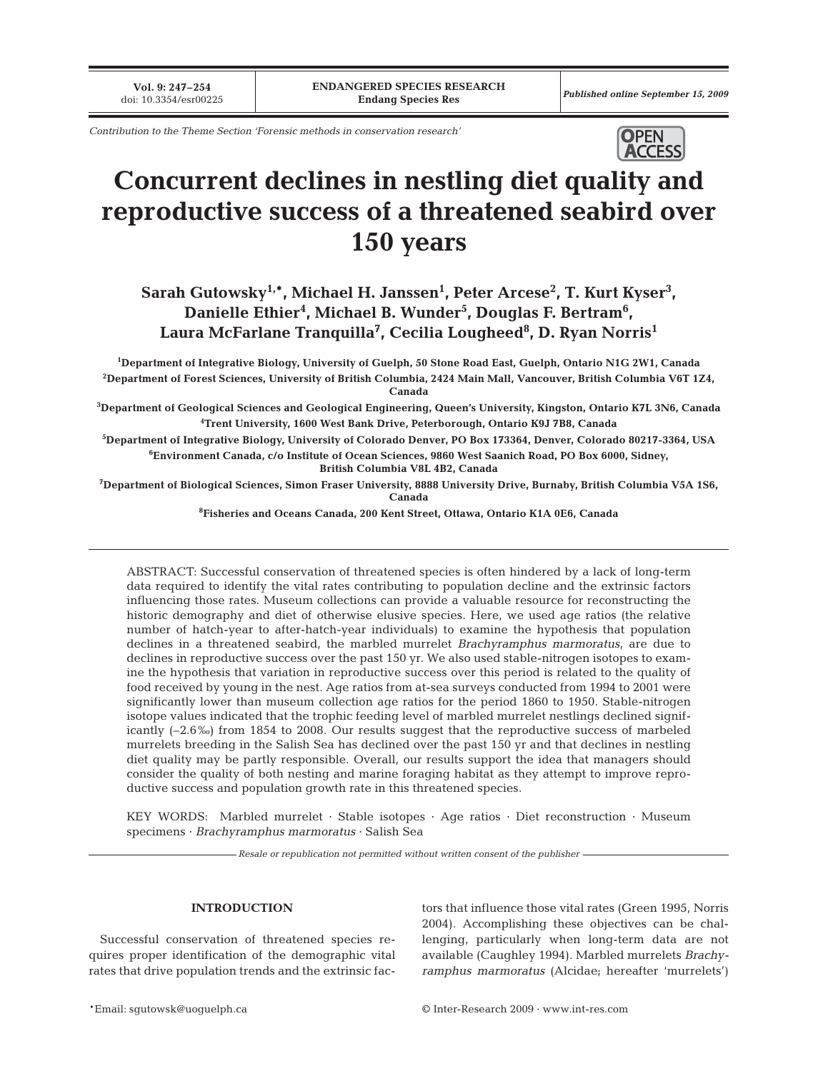Contribution to the Theme Section 'Forensic methods in conservation research'

# Concurrent declines in nestling diet quality and reproductive success of a threatened seabird over 150 years

**Sarah Gutowsky[1,*], Michael H. Janssen[1], Peter Arcese[2], T. Kurt Kyser[3], Danielle Ethier[4], Michael B. Wunder[5], Douglas F. Bertram[6], Laura McFarlane Tranquilla[7], Cecilia Lougheed[8], D. Ryan Norris[1]**

[1]Department of Integrative Biology, University of Guelph, 50 Stone Road East, Guelph, Ontario N1G 2W1, Canada

[2]Department of Forest Sciences, University of British Columbia, 2424 Main Mall, Vancouver, British Columbia V6T 1Z4, Canada

[3]Department of Geological Sciences and Geological Engineering, Queen's University, Kingston, Ontario K7L 3N6, Canada

[4]Trent University, 1600 West Bank Drive, Peterborough, Ontario K9J 7B8, Canada

[5]Department of Integrative Biology, University of Colorado Denver, PO Box 173364, Denver, Colorado 80217-3364, USA

[6]Environment Canada, c/o Institute of Ocean Sciences, 9860 West Saanich Road, PO Box 6000, Sidney, British Columbia V8L 4B2, Canada

[7]Department of Biological Sciences, Simon Fraser University, 8888 University Drive, Burnaby, British Columbia V5A 1S6, Canada

[8]Fisheries and Oceans Canada, 200 Kent Street, Ottawa, Ontario K1A 0E6, Canada

ABSTRACT: Successful conservation of threatened species is often hindered by a lack of long-term data required to identify the vital rates contributing to population decline and the extrinsic factors influencing those rates. Museum collections can provide a valuable resource for reconstructing the historic demography and diet of otherwise elusive species. Here, we used age ratios (the relative number of hatch-year to after-hatch-year individuals) to examine the hypothesis that population declines in a threatened seabird, the marbled murrelet *Brachyramphus marmoratus*, are due to declines in reproductive success over the past 150 yr. We also used stable-nitrogen isotopes to examine the hypothesis that variation in reproductive success over this period is related to the quality of food received by young in the nest. Age ratios from at-sea surveys conducted from 1994 to 2001 were significantly lower than museum collection age ratios for the period 1860 to 1950. Stable-nitrogen isotope values indicated that the trophic feeding level of marbled murrelet nestlings declined significantly (–2.6‰) from 1854 to 2008. Our results suggest that the reproductive success of marbeled murrelets breeding in the Salish Sea has declined over the past 150 yr and that declines in nestling diet quality may be partly responsible. Overall, our results support the idea that managers should consider the quality of both nesting and marine foraging habitat as they attempt to improve reproductive success and population growth rate in this threatened species.

KEY WORDS: Marbled murrelet · Stable isotopes · Age ratios · Diet reconstruction · Museum specimens · *Brachyramphus marmoratus* · Salish Sea

*Resale or republication not permitted without written consent of the publisher*

## INTRODUCTION

Successful conservation of threatened species requires proper identification of the demographic vital rates that drive population trends and the extrinsic factors that influence those vital rates (Green 1995, Norris 2004). Accomplishing these objectives can be challenging, particularly when long-term data are not available (Caughley 1994). Marbled murrelets *Brachyramphus marmoratus* (Alcidae; hereafter 'murrelets')

*Email: sgutowsk@uoguelph.ca

© Inter-Research 2009 · www.int-res.com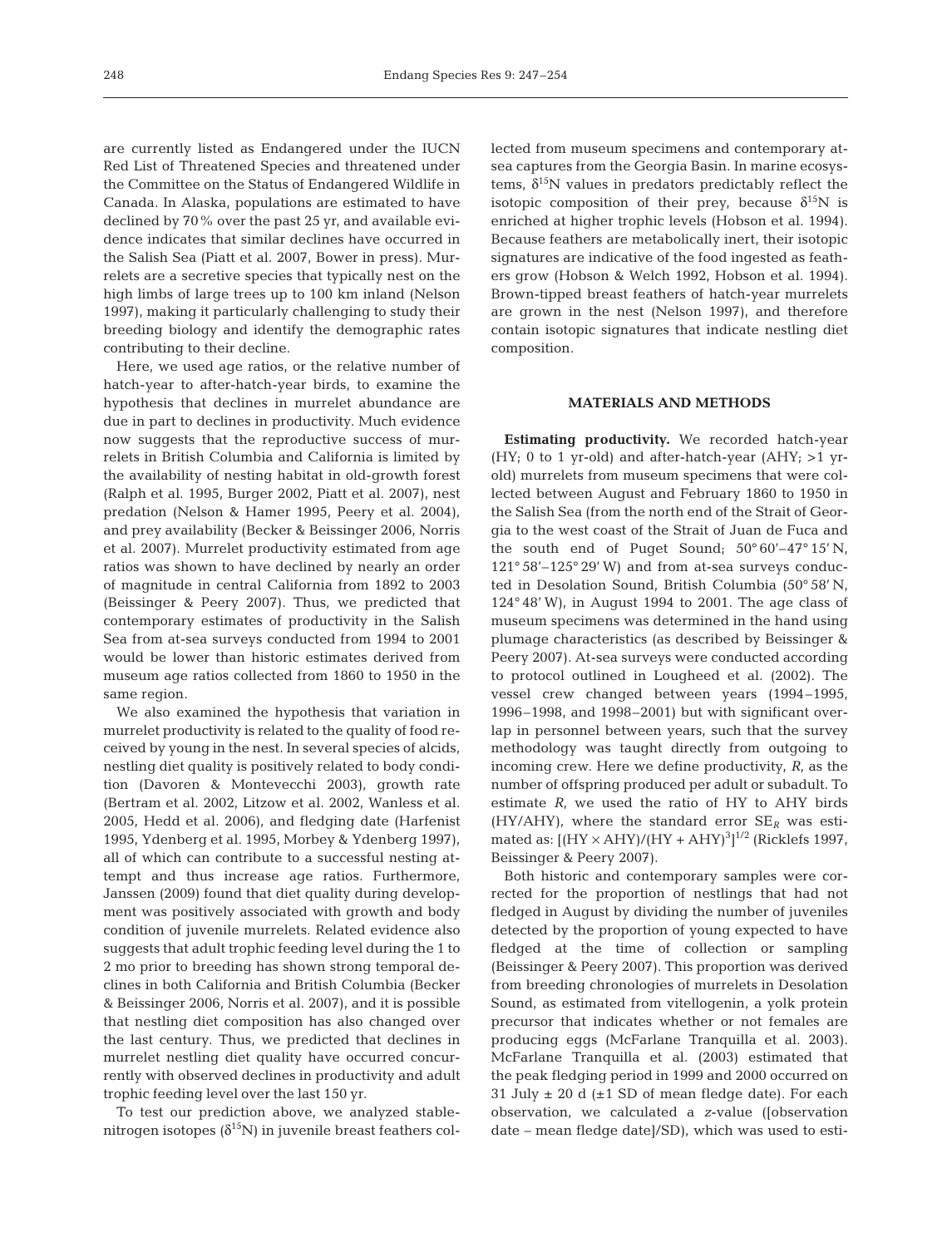are currently listed as Endangered under the IUCN Red List of Threatened Species and threatened under the Committee on the Status of Endangered Wildlife in Canada. In Alaska, populations are estimated to have declined by 70% over the past 25 yr, and available evidence indicates that similar declines have occurred in the Salish Sea (Piatt et al. 2007, Bower in press). Murrelets are a secretive species that typically nest on the high limbs of large trees up to 100 km inland (Nelson 1997), making it particularly challenging to study their breeding biology and identify the demographic rates contributing to their decline.

Here, we used age ratios, or the relative number of hatch-year to after-hatch-year birds, to examine the hypothesis that declines in murrelet abundance are due in part to declines in productivity. Much evidence now suggests that the reproductive success of murrelets in British Columbia and California is limited by the availability of nesting habitat in old-growth forest (Ralph et al. 1995, Burger 2002, Piatt et al. 2007), nest predation (Nelson & Hamer 1995, Peery et al. 2004), and prey availability (Becker & Beissinger 2006, Norris et al. 2007). Murrelet productivity estimated from age ratios was shown to have declined by nearly an order of magnitude in central California from 1892 to 2003 (Beissinger & Peery 2007). Thus, we predicted that contemporary estimates of productivity in the Salish Sea from at-sea surveys conducted from 1994 to 2001 would be lower than historic estimates derived from museum age ratios collected from 1860 to 1950 in the same region.

We also examined the hypothesis that variation in murrelet productivity is related to the quality of food received by young in the nest. In several species of alcids, nestling diet quality is positively related to body condition (Davoren & Montevecchi 2003), growth rate (Bertram et al. 2002, Litzow et al. 2002, Wanless et al. 2005, Hedd et al. 2006), and fledging date (Harfenist 1995, Ydenberg et al. 1995, Morbey & Ydenberg 1997), all of which can contribute to a successful nesting attempt and thus increase age ratios. Furthermore, Janssen (2009) found that diet quality during development was positively associated with growth and body condition of juvenile murrelets. Related evidence also suggests that adult trophic feeding level during the 1 to 2 mo prior to breeding has shown strong temporal declines in both California and British Columbia (Becker & Beissinger 2006, Norris et al. 2007), and it is possible that nestling diet composition has also changed over the last century. Thus, we predicted that declines in murrelet nestling diet quality have occurred concurrently with observed declines in productivity and adult trophic feeding level over the last 150 yr.

To test our prediction above, we analyzed stable-nitrogen isotopes ($\delta^{15}N$) in juvenile breast feathers collected from museum specimens and contemporary at-sea captures from the Georgia Basin. In marine ecosystems, $\delta^{15}N$ values in predators predictably reflect the isotopic composition of their prey, because $\delta^{15}N$ is enriched at higher trophic levels (Hobson et al. 1994). Because feathers are metabolically inert, their isotopic signatures are indicative of the food ingested as feathers grow (Hobson & Welch 1992, Hobson et al. 1994). Brown-tipped breast feathers of hatch-year murrelets are grown in the nest (Nelson 1997), and therefore contain isotopic signatures that indicate nestling diet composition.

## MATERIALS AND METHODS

**Estimating productivity.** We recorded hatch-year (HY; 0 to 1 yr-old) and after-hatch-year (AHY; >1 yr-old) murrelets from museum specimens that were collected between August and February 1860 to 1950 in the Salish Sea (from the north end of the Strait of Georgia to the west coast of the Strait of Juan de Fuca and the south end of Puget Sound; 50° 60'–47° 15' N, 121° 58'–125° 29' W) and from at-sea surveys conducted in Desolation Sound, British Columbia (50° 58' N, 124° 48' W), in August 1994 to 2001. The age class of museum specimens was determined in the hand using plumage characteristics (as described by Beissinger & Peery 2007). At-sea surveys were conducted according to protocol outlined in Lougheed et al. (2002). The vessel crew changed between years (1994–1995, 1996–1998, and 1998–2001) but with significant overlap in personnel between years, such that the survey methodology was taught directly from outgoing to incoming crew. Here we define productivity, *R*, as the number of offspring produced per adult or subadult. To estimate *R*, we used the ratio of HY to AHY birds (HY/AHY), where the standard error $SE_R$ was estimated as: $[(HY \times AHY)/(HY + AHY)^3]^{1/2}$ (Ricklefs 1997, Beissinger & Peery 2007).

Both historic and contemporary samples were corrected for the proportion of nestlings that had not fledged in August by dividing the number of juveniles detected by the proportion of young expected to have fledged at the time of collection or sampling (Beissinger & Peery 2007). This proportion was derived from breeding chronologies of murrelets in Desolation Sound, as estimated from vitellogenin, a yolk protein precursor that indicates whether or not females are producing eggs (McFarlane Tranquilla et al. 2003). McFarlane Tranquilla et al. (2003) estimated that the peak fledging period in 1999 and 2000 occurred on 31 July ± 20 d (±1 SD of mean fledge date). For each observation, we calculated a *z*-value ([observation date – mean fledge date]/SD), which was used to esti-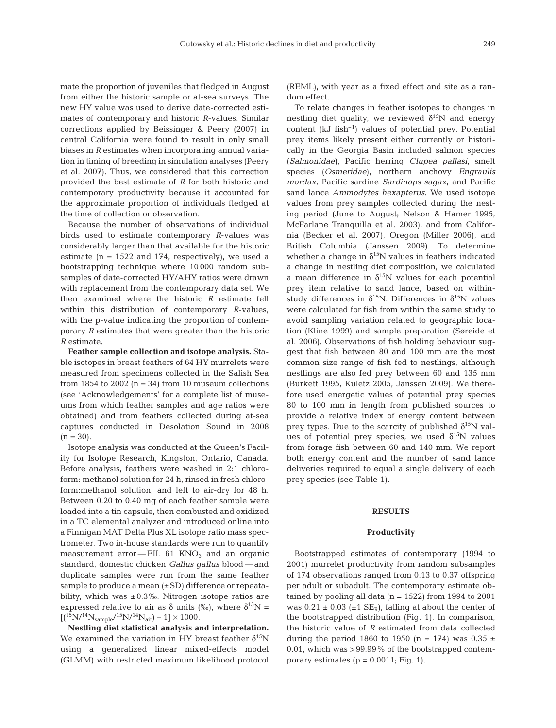mate the proportion of juveniles that fledged in August from either the historic sample or at-sea surveys. The new HY value was used to derive date-corrected estimates of contemporary and historic *R*-values. Similar corrections applied by Beissinger & Peery (2007) in central California were found to result in only small biases in *R* estimates when incorporating annual variation in timing of breeding in simulation analyses (Peery et al. 2007). Thus, we considered that this correction provided the best estimate of *R* for both historic and contemporary productivity because it accounted for the approximate proportion of individuals fledged at the time of collection or observation.

Because the number of observations of individual birds used to estimate contemporary *R*-values was considerably larger than that available for the historic estimate (n = 1522 and 174, respectively), we used a bootstrapping technique where 10 000 random subsamples of date-corrected HY/AHY ratios were drawn with replacement from the contemporary data set. We then examined where the historic *R* estimate fell within this distribution of contemporary *R*-values, with the p-value indicating the proportion of contemporary *R* estimates that were greater than the historic *R* estimate.

**Feather sample collection and isotope analysis.** Stable isotopes in breast feathers of 64 HY murrelets were measured from specimens collected in the Salish Sea from 1854 to 2002 (n = 34) from 10 museum collections (see 'Acknowledgements' for a complete list of museums from which feather samples and age ratios were obtained) and from feathers collected during at-sea captures conducted in Desolation Sound in 2008 (n = 30).

Isotope analysis was conducted at the Queen's Facility for Isotope Research, Kingston, Ontario, Canada. Before analysis, feathers were washed in 2:1 chloroform: methanol solution for 24 h, rinsed in fresh chloroform:methanol solution, and left to air-dry for 48 h. Between 0.20 to 0.40 mg of each feather sample were loaded into a tin capsule, then combusted and oxidized in a TC elemental analyzer and introduced online into a Finnigan MAT Delta Plus XL isotope ratio mass spectrometer. Two in-house standards were run to quantify measurement error — EIL 61 $KNO_3$ and an organic standard, domestic chicken *Gallus gallus* blood — and duplicate samples were run from the same feather sample to produce a mean (±SD) difference or repeatability, which was ±0.3‰. Nitrogen isotope ratios are expressed relative to air as δ units (‰), where $\delta^{15}N = [(^{15}N/^{14}N_{sample}/^{15}N/^{14}N_{air}) - 1] \times 1000$.

**Nestling diet statistical analysis and interpretation.** We examined the variation in HY breast feather $\delta^{15}N$ using a generalized linear mixed-effects model (GLMM) with restricted maximum likelihood protocol (REML), with year as a fixed effect and site as a random effect.

To relate changes in feather isotopes to changes in nestling diet quality, we reviewed $\delta^{15}N$ and energy content (kJ $fish^{-1}$) values of potential prey. Potential prey items likely present either currently or historically in the Georgia Basin included salmon species (*Salmonidae*), Pacific herring *Clupea pallasi*, smelt species (*Osmeridae*), northern anchovy *Engraulis mordax*, Pacific sardine *Sardinops sagax*, and Pacific sand lance *Ammodytes hexapterus*. We used isotope values from prey samples collected during the nesting period (June to August; Nelson & Hamer 1995, McFarlane Tranquilla et al. 2003), and from California (Becker et al. 2007), Oregon (Miller 2006), and British Columbia (Janssen 2009). To determine whether a change in $\delta^{15}N$ values in feathers indicated a change in nestling diet composition, we calculated a mean difference in $\delta^{15}N$ values for each potential prey item relative to sand lance, based on within-study differences in $\delta^{15}N$. Differences in $\delta^{15}N$ values were calculated for fish from within the same study to avoid sampling variation related to geographic location (Kline 1999) and sample preparation (Søreide et al. 2006). Observations of fish holding behaviour suggest that fish between 80 and 100 mm are the most common size range of fish fed to nestlings, although nestlings are also fed prey between 60 and 135 mm (Burkett 1995, Kuletz 2005, Janssen 2009). We therefore used energetic values of potential prey species 80 to 100 mm in length from published sources to provide a relative index of energy content between prey types. Due to the scarcity of published $\delta^{15}N$ values of potential prey species, we used $\delta^{15}N$ values from forage fish between 60 and 140 mm. We report both energy content and the number of sand lance deliveries required to equal a single delivery of each prey species (see Table 1).

## RESULTS

### Productivity

Bootstrapped estimates of contemporary (1994 to 2001) murrelet productivity from random subsamples of 174 observations ranged from 0.13 to 0.37 offspring per adult or subadult. The contemporary estimate obtained by pooling all data (n = 1522) from 1994 to 2001 was 0.21 ± 0.03 (±1 $SE_R$), falling at about the center of the bootstrapped distribution (Fig. 1). In comparison, the historic value of *R* estimated from data collected during the period 1860 to 1950 (n = 174) was 0.35 ± 0.01, which was >99.99% of the bootstrapped contemporary estimates (p = 0.0011; Fig. 1).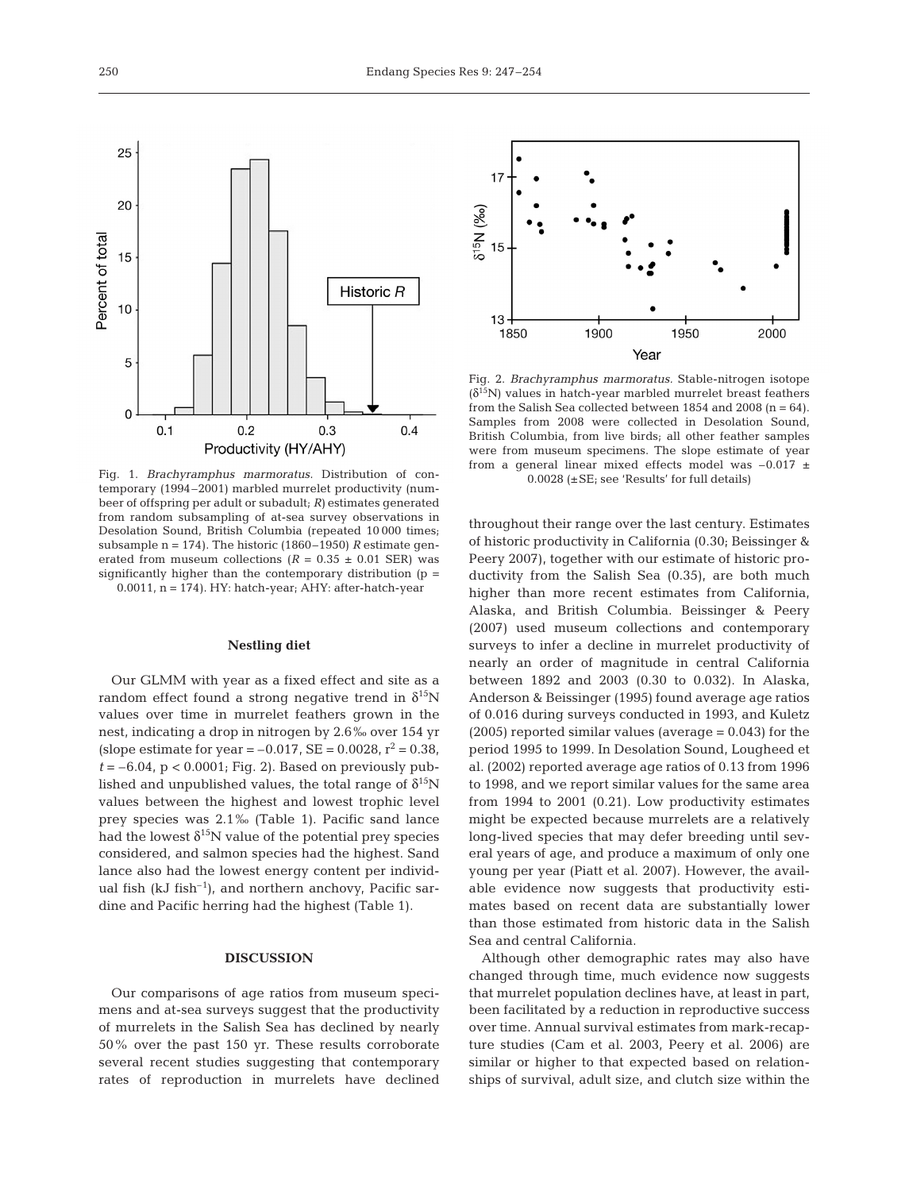Fig. 1. *Brachyramphus marmoratus*. Distribution of contemporary (1994–2001) marbled murrelet productivity (number of offspring per adult or subadult; *R*) estimates generated from random subsampling of at-sea survey observations in Desolation Sound, British Columbia (repeated 10 000 times; subsample n = 174). The historic (1860–1950) *R* estimate generated from museum collections ($R = 0.35 \pm 0.01$ SER) was significantly higher than the contemporary distribution ($p = 0.0011$, n = 174). HY: hatch-year; AHY: after-hatch-year

Fig. 2. *Brachyramphus marmoratus*. Stable-nitrogen isotope ($\delta^{15}N$) values in hatch-year marbled murrelet breast feathers from the Salish Sea collected between 1854 and 2008 (n = 64). Samples from 2008 were collected in Desolation Sound, British Columbia, from live birds; all other feather samples were from museum specimens. The slope estimate of year from a general linear mixed effects model was $-0.017 \pm 0.0028$ (±SE; see 'Results' for full details)

### Nestling diet

Our GLMM with year as a fixed effect and site as a random effect found a strong negative trend in $\delta^{15}N$ values over time in murrelet feathers grown in the nest, indicating a drop in nitrogen by 2.6‰ over 154 yr (slope estimate for year = $-0.017$, SE = 0.0028, $r^2 = 0.38$, $t = -6.04$, $p < 0.0001$; Fig. 2). Based on previously published and unpublished values, the total range of $\delta^{15}N$ values between the highest and lowest trophic level prey species was 2.1‰ (Table 1). Pacific sand lance had the lowest $\delta^{15}N$ value of the potential prey species considered, and salmon species had the highest. Sand lance also had the lowest energy content per individual fish (kJ fish$^{-1}$), and northern anchovy, Pacific sardine and Pacific herring had the highest (Table 1).

## DISCUSSION

Our comparisons of age ratios from museum specimens and at-sea surveys suggest that the productivity of murrelets in the Salish Sea has declined by nearly 50% over the past 150 yr. These results corroborate several recent studies suggesting that contemporary rates of reproduction in murrelets have declined throughout their range over the last century. Estimates of historic productivity in California (0.30; Beissinger & Peery 2007), together with our estimate of historic productivity from the Salish Sea (0.35), are both much higher than more recent estimates from California, Alaska, and British Columbia. Beissinger & Peery (2007) used museum collections and contemporary surveys to infer a decline in murrelet productivity of nearly an order of magnitude in central California between 1892 and 2003 (0.30 to 0.032). In Alaska, Anderson & Beissinger (1995) found average age ratios of 0.016 during surveys conducted in 1993, and Kuletz (2005) reported similar values (average = 0.043) for the period 1995 to 1999. In Desolation Sound, Lougheed et al. (2002) reported average age ratios of 0.13 from 1996 to 1998, and we report similar values for the same area from 1994 to 2001 (0.21). Low productivity estimates might be expected because murrelets are a relatively long-lived species that may defer breeding until several years of age, and produce a maximum of only one young per year (Piatt et al. 2007). However, the available evidence now suggests that productivity estimates based on recent data are substantially lower than those estimated from historic data in the Salish Sea and central California.

Although other demographic rates may also have changed through time, much evidence now suggests that murrelet population declines have, at least in part, been facilitated by a reduction in reproductive success over time. Annual survival estimates from mark-recapture studies (Cam et al. 2003, Peery et al. 2006) are similar or higher to that expected based on relationships of survival, adult size, and clutch size within the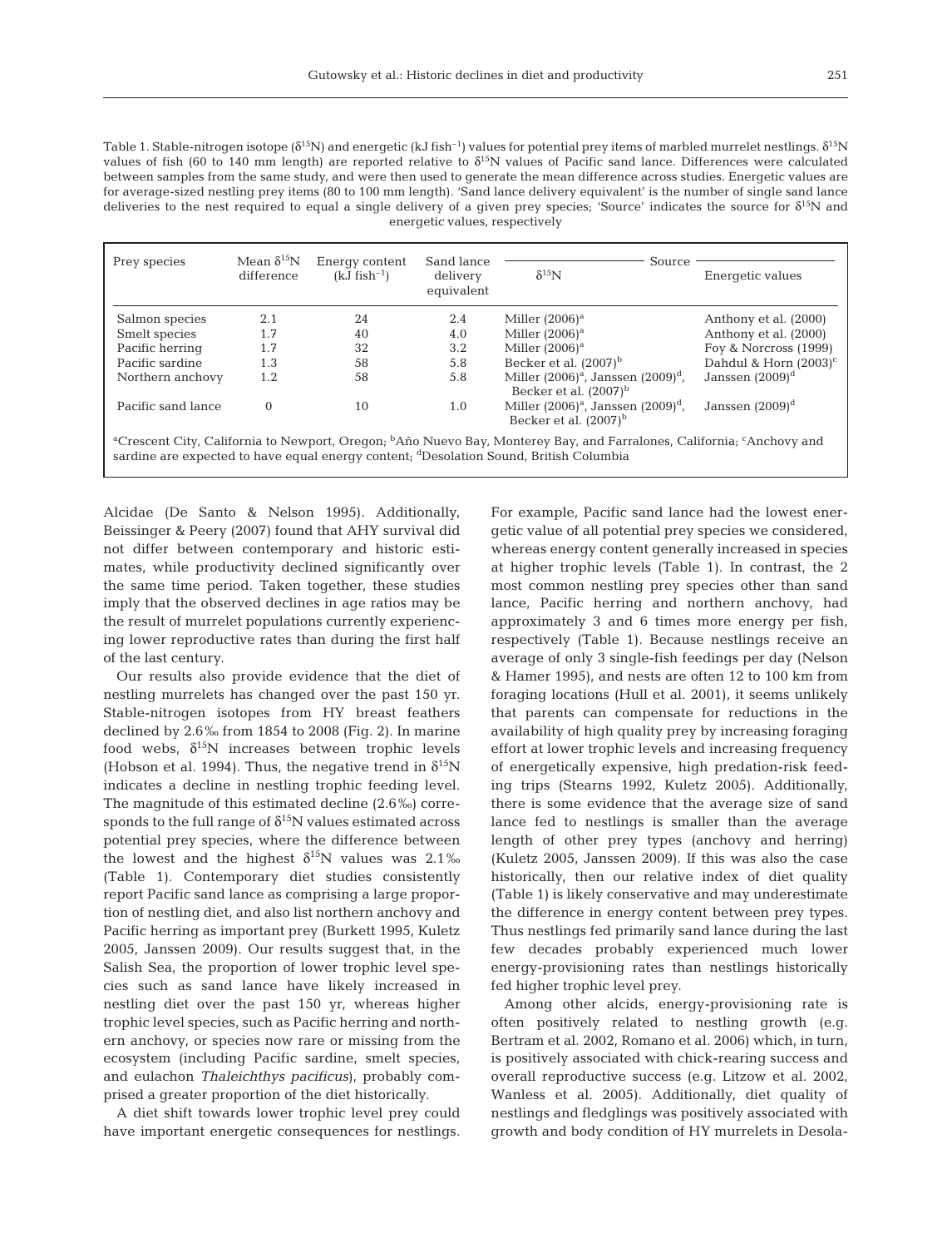Table 1. Stable-nitrogen isotope ($\delta^{15}N$) and energetic (kJ fish$^{-1}$) values for potential prey items of marbled murrelet nestlings. $\delta^{15}N$ values of fish (60 to 140 mm length) are reported relative to $\delta^{15}N$ values of Pacific sand lance. Differences were calculated between samples from the same study, and were then used to generate the mean difference across studies. Energetic values are for average-sized nestling prey items (80 to 100 mm length). 'Sand lance delivery equivalent' is the number of single sand lance deliveries to the nest required to equal a single delivery of a given prey species; 'Source' indicates the source for $\delta^{15}N$ and energetic values, respectively

| Prey species | Mean $\delta^{15}N$ difference | Energy content (kJ fish$^{-1}$) | Sand lance delivery equivalent | Source | |
|---|---|---|---|---|---|
| | | | | $\delta^{15}N$ | Energetic values |
| Salmon species | 2.1 | 24 | 2.4 | Miller (2006)[a] | Anthony et al. (2000) |
| Smelt species | 1.7 | 40 | 4.0 | Miller (2006)[a] | Anthony et al. (2000) |
| Pacific herring | 1.7 | 32 | 3.2 | Miller (2006)[a] | Foy & Norcross (1999) |
| Pacific sardine | 1.3 | 58 | 5.8 | Becker et al. (2007)[b] | Dahdul & Horn (2003)[c] |
| Northern anchovy | 1.2 | 58 | 5.8 | Miller (2006)[a], Janssen (2009)[d], Becker et al. (2007)[b] | Janssen (2009)[d] |
| Pacific sand lance | 0 | 10 | 1.0 | Miller (2006)[a], Janssen (2009)[d], Becker et al. (2007)[b] | Janssen (2009)[d] |

[a]Crescent City, California to Newport, Oregon; [b]Año Nuevo Bay, Monterey Bay, and Farralones, California; [c]Anchovy and sardine are expected to have equal energy content; [d]Desolation Sound, British Columbia

Alcidae (De Santo & Nelson 1995). Additionally, Beissinger & Peery (2007) found that AHY survival did not differ between contemporary and historic estimates, while productivity declined significantly over the same time period. Taken together, these studies imply that the observed declines in age ratios may be the result of murrelet populations currently experiencing lower reproductive rates than during the first half of the last century.

Our results also provide evidence that the diet of nestling murrelets has changed over the past 150 yr. Stable-nitrogen isotopes from HY breast feathers declined by 2.6‰ from 1854 to 2008 (Fig. 2). In marine food webs, $\delta^{15}N$ increases between trophic levels (Hobson et al. 1994). Thus, the negative trend in $\delta^{15}N$ indicates a decline in nestling trophic feeding level. The magnitude of this estimated decline (2.6‰) corresponds to the full range of $\delta^{15}N$ values estimated across potential prey species, where the difference between the lowest and the highest $\delta^{15}N$ values was 2.1‰ (Table 1). Contemporary diet studies consistently report Pacific sand lance as comprising a large proportion of nestling diet, and also list northern anchovy and Pacific herring as important prey (Burkett 1995, Kuletz 2005, Janssen 2009). Our results suggest that, in the Salish Sea, the proportion of lower trophic level species such as sand lance have likely increased in nestling diet over the past 150 yr, whereas higher trophic level species, such as Pacific herring and northern anchovy, or species now rare or missing from the ecosystem (including Pacific sardine, smelt species, and eulachon *Thaleichthys pacificus*), probably comprised a greater proportion of the diet historically.

A diet shift towards lower trophic level prey could have important energetic consequences for nestlings. For example, Pacific sand lance had the lowest energetic value of all potential prey species we considered, whereas energy content generally increased in species at higher trophic levels (Table 1). In contrast, the 2 most common nestling prey species other than sand lance, Pacific herring and northern anchovy, had approximately 3 and 6 times more energy per fish, respectively (Table 1). Because nestlings receive an average of only 3 single-fish feedings per day (Nelson & Hamer 1995), and nests are often 12 to 100 km from foraging locations (Hull et al. 2001), it seems unlikely that parents can compensate for reductions in the availability of high quality prey by increasing foraging effort at lower trophic levels and increasing frequency of energetically expensive, high predation-risk feeding trips (Stearns 1992, Kuletz 2005). Additionally, there is some evidence that the average size of sand lance fed to nestlings is smaller than the average length of other prey types (anchovy and herring) (Kuletz 2005, Janssen 2009). If this was also the case historically, then our relative index of diet quality (Table 1) is likely conservative and may underestimate the difference in energy content between prey types. Thus nestlings fed primarily sand lance during the last few decades probably experienced much lower energy-provisioning rates than nestlings historically fed higher trophic level prey.

Among other alcids, energy-provisioning rate is often positively related to nestling growth (e.g. Bertram et al. 2002, Romano et al. 2006) which, in turn, is positively associated with chick-rearing success and overall reproductive success (e.g. Litzow et al. 2002, Wanless et al. 2005). Additionally, diet quality of nestlings and fledglings was positively associated with growth and body condition of HY murrelets in Desola-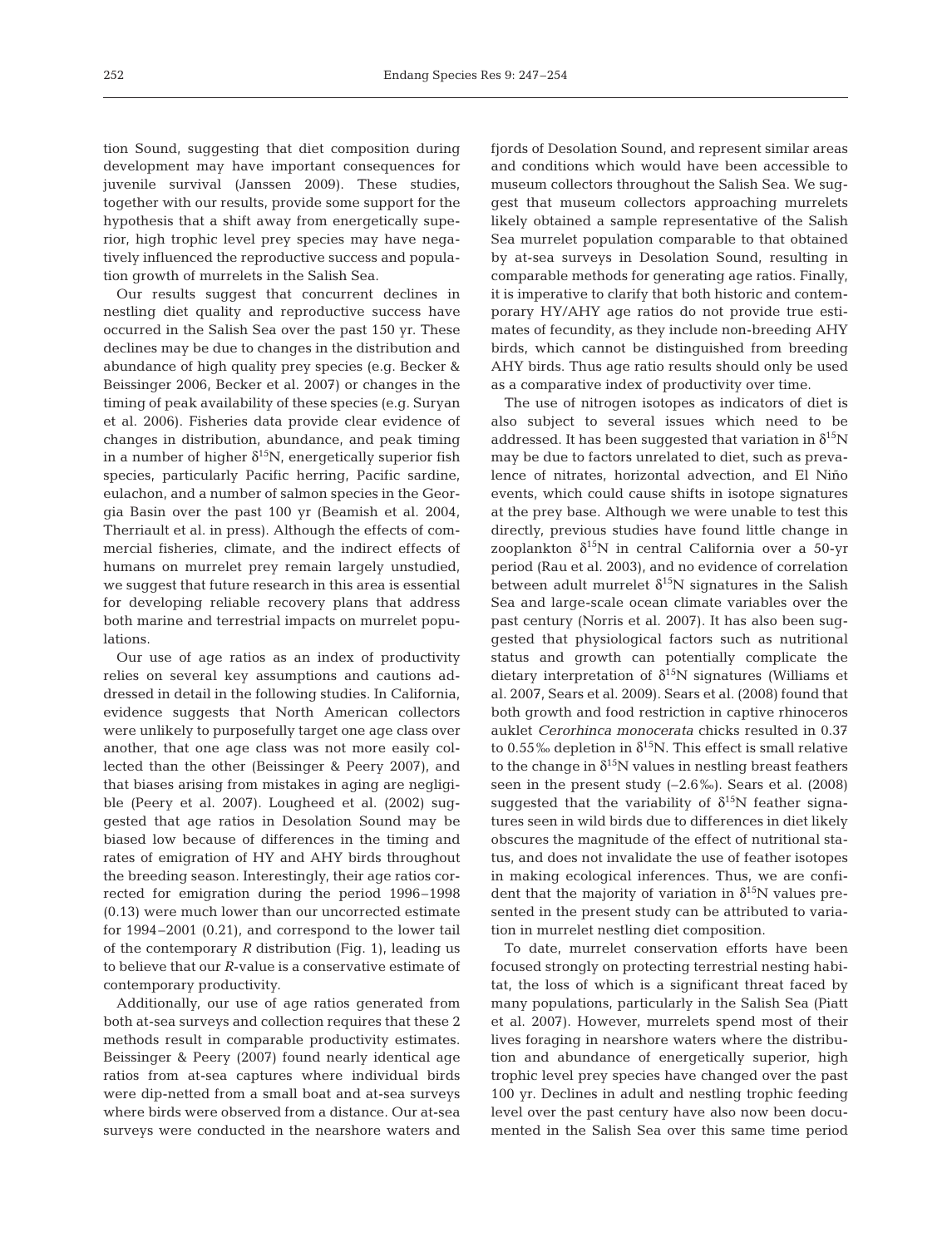tion Sound, suggesting that diet composition during development may have important consequences for juvenile survival (Janssen 2009). These studies, together with our results, provide some support for the hypothesis that a shift away from energetically superior, high trophic level prey species may have negatively influenced the reproductive success and population growth of murrelets in the Salish Sea.

Our results suggest that concurrent declines in nestling diet quality and reproductive success have occurred in the Salish Sea over the past 150 yr. These declines may be due to changes in the distribution and abundance of high quality prey species (e.g. Becker & Beissinger 2006, Becker et al. 2007) or changes in the timing of peak availability of these species (e.g. Suryan et al. 2006). Fisheries data provide clear evidence of changes in distribution, abundance, and peak timing in a number of higher $\delta^{15}N$, energetically superior fish species, particularly Pacific herring, Pacific sardine, eulachon, and a number of salmon species in the Georgia Basin over the past 100 yr (Beamish et al. 2004, Therriault et al. in press). Although the effects of commercial fisheries, climate, and the indirect effects of humans on murrelet prey remain largely unstudied, we suggest that future research in this area is essential for developing reliable recovery plans that address both marine and terrestrial impacts on murrelet populations.

Our use of age ratios as an index of productivity relies on several key assumptions and cautions addressed in detail in the following studies. In California, evidence suggests that North American collectors were unlikely to purposefully target one age class over another, that one age class was not more easily collected than the other (Beissinger & Peery 2007), and that biases arising from mistakes in aging are negligible (Peery et al. 2007). Lougheed et al. (2002) suggested that age ratios in Desolation Sound may be biased low because of differences in the timing and rates of emigration of HY and AHY birds throughout the breeding season. Interestingly, their age ratios corrected for emigration during the period 1996–1998 (0.13) were much lower than our uncorrected estimate for 1994–2001 (0.21), and correspond to the lower tail of the contemporary *R* distribution (Fig. 1), leading us to believe that our *R*-value is a conservative estimate of contemporary productivity.

Additionally, our use of age ratios generated from both at-sea surveys and collection requires that these 2 methods result in comparable productivity estimates. Beissinger & Peery (2007) found nearly identical age ratios from at-sea captures where individual birds were dip-netted from a small boat and at-sea surveys where birds were observed from a distance. Our at-sea surveys were conducted in the nearshore waters and fjords of Desolation Sound, and represent similar areas and conditions which would have been accessible to museum collectors throughout the Salish Sea. We suggest that museum collectors approaching murrelets likely obtained a sample representative of the Salish Sea murrelet population comparable to that obtained by at-sea surveys in Desolation Sound, resulting in comparable methods for generating age ratios. Finally, it is imperative to clarify that both historic and contemporary HY/AHY age ratios do not provide true estimates of fecundity, as they include non-breeding AHY birds, which cannot be distinguished from breeding AHY birds. Thus age ratio results should only be used as a comparative index of productivity over time.

The use of nitrogen isotopes as indicators of diet is also subject to several issues which need to be addressed. It has been suggested that variation in $\delta^{15}N$ may be due to factors unrelated to diet, such as prevalence of nitrates, horizontal advection, and El Niño events, which could cause shifts in isotope signatures at the prey base. Although we were unable to test this directly, previous studies have found little change in zooplankton $\delta^{15}N$ in central California over a 50-yr period (Rau et al. 2003), and no evidence of correlation between adult murrelet $\delta^{15}N$ signatures in the Salish Sea and large-scale ocean climate variables over the past century (Norris et al. 2007). It has also been suggested that physiological factors such as nutritional status and growth can potentially complicate the dietary interpretation of $\delta^{15}N$ signatures (Williams et al. 2007, Sears et al. 2009). Sears et al. (2008) found that both growth and food restriction in captive rhinoceros auklet *Cerorhinca monocerata* chicks resulted in 0.37 to 0.55‰ depletion in $\delta^{15}N$. This effect is small relative to the change in $\delta^{15}N$ values in nestling breast feathers seen in the present study (–2.6‰). Sears et al. (2008) suggested that the variability of $\delta^{15}N$ feather signatures seen in wild birds due to differences in diet likely obscures the magnitude of the effect of nutritional status, and does not invalidate the use of feather isotopes in making ecological inferences. Thus, we are confident that the majority of variation in $\delta^{15}N$ values presented in the present study can be attributed to variation in murrelet nestling diet composition.

To date, murrelet conservation efforts have been focused strongly on protecting terrestrial nesting habitat, the loss of which is a significant threat faced by many populations, particularly in the Salish Sea (Piatt et al. 2007). However, murrelets spend most of their lives foraging in nearshore waters where the distribution and abundance of energetically superior, high trophic level prey species have changed over the past 100 yr. Declines in adult and nestling trophic feeding level over the past century have also now been documented in the Salish Sea over this same time period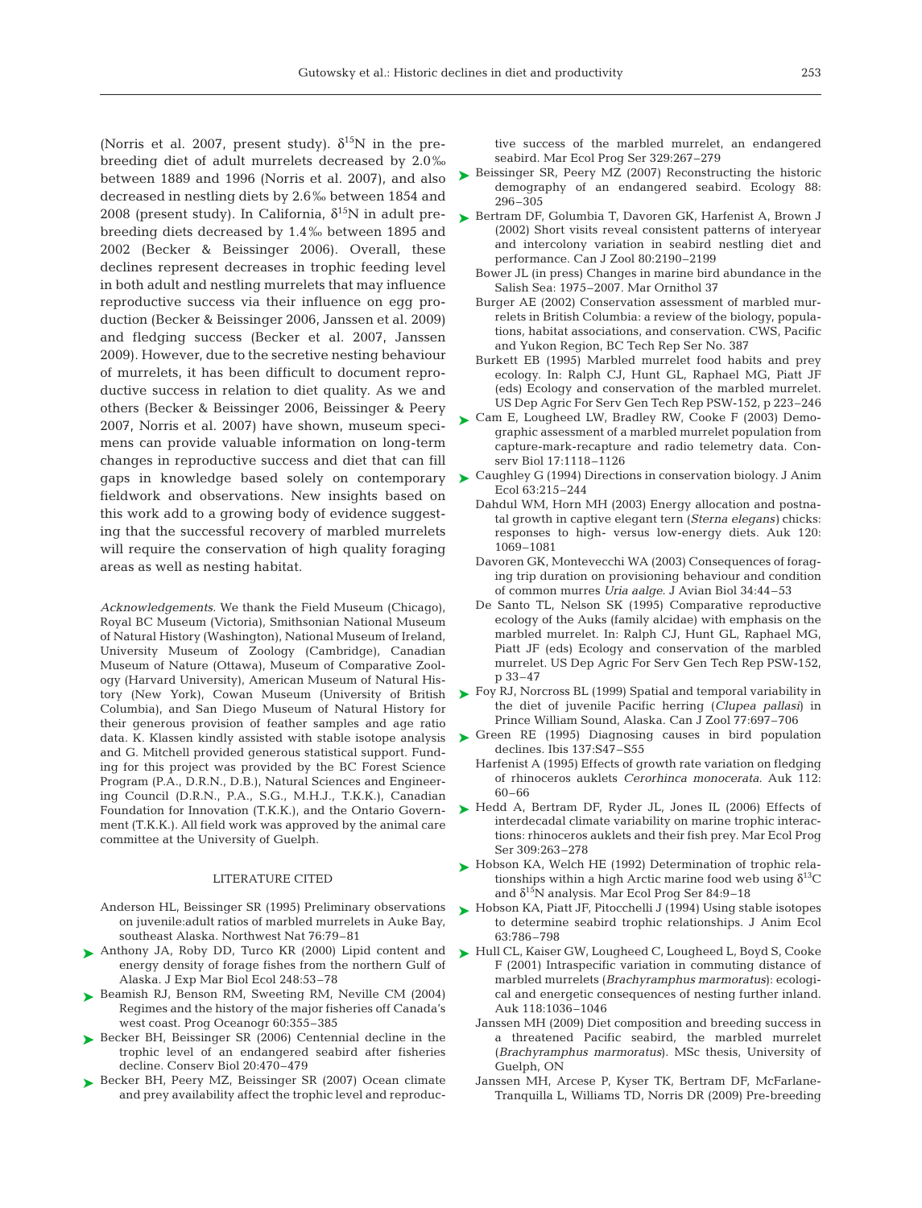(Norris et al. 2007, present study). $\delta^{15}N$ in the pre-breeding diet of adult murrelets decreased by 2.0‰ between 1889 and 1996 (Norris et al. 2007), and also decreased in nestling diets by 2.6‰ between 1854 and 2008 (present study). In California, $\delta^{15}N$ in adult pre-breeding diets decreased by 1.4‰ between 1895 and 2002 (Becker & Beissinger 2006). Overall, these declines represent decreases in trophic feeding level in both adult and nestling murrelets that may influence reproductive success via their influence on egg production (Becker & Beissinger 2006, Janssen et al. 2009) and fledging success (Becker et al. 2007, Janssen 2009). However, due to the secretive nesting behaviour of murrelets, it has been difficult to document reproductive success in relation to diet quality. As we and others (Becker & Beissinger 2006, Beissinger & Peery 2007, Norris et al. 2007) have shown, museum specimens can provide valuable information on long-term changes in reproductive success and diet that can fill gaps in knowledge based solely on contemporary fieldwork and observations. New insights based on this work add to a growing body of evidence suggesting that the successful recovery of marbled murrelets will require the conservation of high quality foraging areas as well as nesting habitat.

*Acknowledgements.* We thank the Field Museum (Chicago), Royal BC Museum (Victoria), Smithsonian National Museum of Natural History (Washington), National Museum of Ireland, University Museum of Zoology (Cambridge), Canadian Museum of Nature (Ottawa), Museum of Comparative Zoology (Harvard University), American Museum of Natural History (New York), Cowan Museum (University of British Columbia), and San Diego Museum of Natural History for their generous provision of feather samples and age ratio data. K. Klassen kindly assisted with stable isotope analysis and G. Mitchell provided generous statistical support. Funding for this project was provided by the BC Forest Science Program (P.A., D.R.N., D.B.), Natural Sciences and Engineering Council (D.R.N., P.A., S.G., M.H.J., T.K.K.), Canadian Foundation for Innovation (T.K.K.), and the Ontario Government (T.K.K.). All field work was approved by the animal care committee at the University of Guelph.

## LITERATURE CITED

Anderson HL, Beissinger SR (1995) Preliminary observations on juvenile:adult ratios of marbled murrelets in Auke Bay, southeast Alaska. Northwest Nat 76:79–81

Anthony JA, Roby DD, Turco KR (2000) Lipid content and energy density of forage fishes from the northern Gulf of Alaska. J Exp Mar Biol Ecol 248:53–78

Beamish RJ, Benson RM, Sweeting RM, Neville CM (2004) Regimes and the history of the major fisheries off Canada's west coast. Prog Oceanogr 60:355–385

Becker BH, Beissinger SR (2006) Centennial decline in the trophic level of an endangered seabird after fisheries decline. Conserv Biol 20:470–479

Becker BH, Peery MZ, Beissinger SR (2007) Ocean climate and prey availability affect the trophic level and reproductive success of the marbled murrelet, an endangered seabird. Mar Ecol Prog Ser 329:267–279

Beissinger SR, Peery MZ (2007) Reconstructing the historic demography of an endangered seabird. Ecology 88: 296–305

Bertram DF, Golumbia T, Davoren GK, Harfenist A, Brown J (2002) Short visits reveal consistent patterns of interyear and intercolony variation in seabird nestling diet and performance. Can J Zool 80:2190–2199

Bower JL (in press) Changes in marine bird abundance in the Salish Sea: 1975–2007. Mar Ornithol 37

Burger AE (2002) Conservation assessment of marbled murrelets in British Columbia: a review of the biology, populations, habitat associations, and conservation. CWS, Pacific and Yukon Region, BC Tech Rep Ser No. 387

Burkett EB (1995) Marbled murrelet food habits and prey ecology. In: Ralph CJ, Hunt GL, Raphael MG, Piatt JF (eds) Ecology and conservation of the marbled murrelet. US Dep Agric For Serv Gen Tech Rep PSW-152, p 223–246

Cam E, Lougheed LW, Bradley RW, Cooke F (2003) Demographic assessment of a marbled murrelet population from capture-mark-recapture and radio telemetry data. Conserv Biol 17:1118–1126

Caughley G (1994) Directions in conservation biology. J Anim Ecol 63:215–244

Dahdul WM, Horn MH (2003) Energy allocation and postnatal growth in captive elegant tern (*Sterna elegans*) chicks: responses to high- versus low-energy diets. Auk 120: 1069–1081

Davoren GK, Montevecchi WA (2003) Consequences of foraging trip duration on provisioning behaviour and condition of common murres *Uria aalge*. J Avian Biol 34:44–53

De Santo TL, Nelson SK (1995) Comparative reproductive ecology of the Auks (family alcidae) with emphasis on the marbled murrelet. In: Ralph CJ, Hunt GL, Raphael MG, Piatt JF (eds) Ecology and conservation of the marbled murrelet. US Dep Agric For Serv Gen Tech Rep PSW-152, p 33–47

Foy RJ, Norcross BL (1999) Spatial and temporal variability in the diet of juvenile Pacific herring (*Clupea pallasi*) in Prince William Sound, Alaska. Can J Zool 77:697–706

Green RE (1995) Diagnosing causes in bird population declines. Ibis 137:S47–S55

Harfenist A (1995) Effects of growth rate variation on fledging of rhinoceros auklets *Cerorhinca monocerata*. Auk 112: 60–66

Hedd A, Bertram DF, Ryder JL, Jones IL (2006) Effects of interdecadal climate variability on marine trophic interactions: rhinoceros auklets and their fish prey. Mar Ecol Prog Ser 309:263–278

Hobson KA, Welch HE (1992) Determination of trophic relationships within a high Arctic marine food web using $\delta^{13}C$ and $\delta^{15}N$ analysis. Mar Ecol Prog Ser 84:9–18

Hobson KA, Piatt JF, Pitocchelli J (1994) Using stable isotopes to determine seabird trophic relationships. J Anim Ecol 63:786–798

Hull CL, Kaiser GW, Lougheed C, Lougheed L, Boyd S, Cooke F (2001) Intraspecific variation in commuting distance of marbled murrelets (*Brachyramphus marmoratus*): ecological and energetic consequences of nesting further inland. Auk 118:1036–1046

Janssen MH (2009) Diet composition and breeding success in a threatened Pacific seabird, the marbled murrelet (*Brachyramphus marmoratus*). MSc thesis, University of Guelph, ON

Janssen MH, Arcese P, Kyser TK, Bertram DF, McFarlane-Tranquilla L, Williams TD, Norris DR (2009) Pre-breeding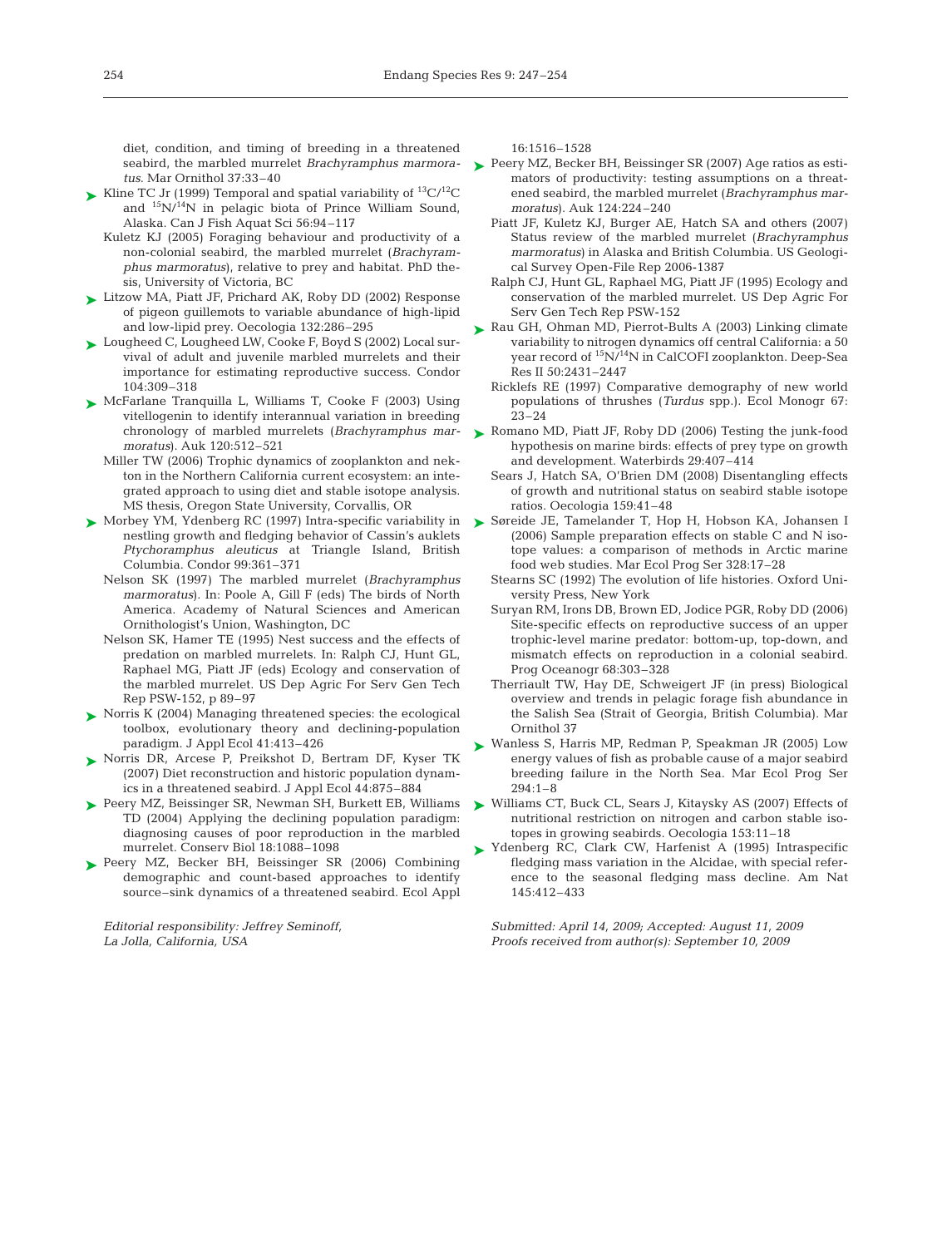diet, condition, and timing of breeding in a threatened seabird, the marbled murrelet *Brachyramphus marmoratus*. Mar Ornithol 37:33–40

Kline TC Jr (1999) Temporal and spatial variability of $^{13}C/^{12}C$ and $^{15}N/^{14}N$ in pelagic biota of Prince William Sound, Alaska. Can J Fish Aquat Sci 56:94–117

Kuletz KJ (2005) Foraging behaviour and productivity of a non-colonial seabird, the marbled murrelet (*Brachyramphus marmoratus*), relative to prey and habitat. PhD thesis, University of Victoria, BC

Litzow MA, Piatt JF, Prichard AK, Roby DD (2002) Response of pigeon guillemots to variable abundance of high-lipid and low-lipid prey. Oecologia 132:286–295

Lougheed C, Lougheed LW, Cooke F, Boyd S (2002) Local survival of adult and juvenile marbled murrelets and their importance for estimating reproductive success. Condor 104:309–318

McFarlane Tranquilla L, Williams T, Cooke F (2003) Using vitellogenin to identify interannual variation in breeding chronology of marbled murrelets (*Brachyramphus marmoratus*). Auk 120:512–521

Miller TW (2006) Trophic dynamics of zooplankton and nekton in the Northern California current ecosystem: an integrated approach to using diet and stable isotope analysis. MS thesis, Oregon State University, Corvallis, OR

Morbey YM, Ydenberg RC (1997) Intra-specific variability in nestling growth and fledging behavior of Cassin's auklets *Ptychoramphus aleuticus* at Triangle Island, British Columbia. Condor 99:361–371

Nelson SK (1997) The marbled murrelet (*Brachyramphus marmoratus*). In: Poole A, Gill F (eds) The birds of North America. Academy of Natural Sciences and American Ornithologist's Union, Washington, DC

Nelson SK, Hamer TE (1995) Nest success and the effects of predation on marbled murrelets. In: Ralph CJ, Hunt GL, Raphael MG, Piatt JF (eds) Ecology and conservation of the marbled murrelet. US Dep Agric For Serv Gen Tech Rep PSW-152, p 89–97

Norris K (2004) Managing threatened species: the ecological toolbox, evolutionary theory and declining-population paradigm. J Appl Ecol 41:413–426

Norris DR, Arcese P, Preikshot D, Bertram DF, Kyser TK (2007) Diet reconstruction and historic population dynamics in a threatened seabird. J Appl Ecol 44:875–884

Peery MZ, Beissinger SR, Newman SH, Burkett EB, Williams TD (2004) Applying the declining population paradigm: diagnosing causes of poor reproduction in the marbled murrelet. Conserv Biol 18:1088–1098

Peery MZ, Becker BH, Beissinger SR (2006) Combining demographic and count-based approaches to identify source–sink dynamics of a threatened seabird. Ecol Appl 16:1516–1528

Peery MZ, Becker BH, Beissinger SR (2007) Age ratios as estimators of productivity: testing assumptions on a threatened seabird, the marbled murrelet (*Brachyramphus marmoratus*). Auk 124:224–240

Piatt JF, Kuletz KJ, Burger AE, Hatch SA and others (2007) Status review of the marbled murrelet (*Brachyramphus marmoratus*) in Alaska and British Columbia. US Geological Survey Open-File Rep 2006-1387

Ralph CJ, Hunt GL, Raphael MG, Piatt JF (1995) Ecology and conservation of the marbled murrelet. US Dep Agric For Serv Gen Tech Rep PSW-152

Rau GH, Ohman MD, Pierrot-Bults A (2003) Linking climate variability to nitrogen dynamics off central California: a 50 year record of $^{15}N/^{14}N$ in CalCOFI zooplankton. Deep-Sea Res II 50:2431–2447

Ricklefs RE (1997) Comparative demography of new world populations of thrushes (*Turdus* spp.). Ecol Monogr 67: 23–24

Romano MD, Piatt JF, Roby DD (2006) Testing the junk-food hypothesis on marine birds: effects of prey type on growth and development. Waterbirds 29:407–414

Sears J, Hatch SA, O'Brien DM (2008) Disentangling effects of growth and nutritional status on seabird stable isotope ratios. Oecologia 159:41–48

Søreide JE, Tamelander T, Hop H, Hobson KA, Johansen I (2006) Sample preparation effects on stable C and N isotope values: a comparison of methods in Arctic marine food web studies. Mar Ecol Prog Ser 328:17–28

Stearns SC (1992) The evolution of life histories. Oxford University Press, New York

Suryan RM, Irons DB, Brown ED, Jodice PGR, Roby DD (2006) Site-specific effects on reproductive success of an upper trophic-level marine predator: bottom-up, top-down, and mismatch effects on reproduction in a colonial seabird. Prog Oceanogr 68:303–328

Therriault TW, Hay DE, Schweigert JF (in press) Biological overview and trends in pelagic forage fish abundance in the Salish Sea (Strait of Georgia, British Columbia). Mar Ornithol 37

Wanless S, Harris MP, Redman P, Speakman JR (2005) Low energy values of fish as probable cause of a major seabird breeding failure in the North Sea. Mar Ecol Prog Ser 294:1–8

Williams CT, Buck CL, Sears J, Kitaysky AS (2007) Effects of nutritional restriction on nitrogen and carbon stable isotopes in growing seabirds. Oecologia 153:11–18

Ydenberg RC, Clark CW, Harfenist A (1995) Intraspecific fledging mass variation in the Alcidae, with special reference to the seasonal fledging mass decline. Am Nat 145:412–433

*Editorial responsibility: Jeffrey Seminoff, La Jolla, California, USA*

*Submitted: April 14, 2009; Accepted: August 11, 2009*
*Proofs received from author(s): September 10, 2009*